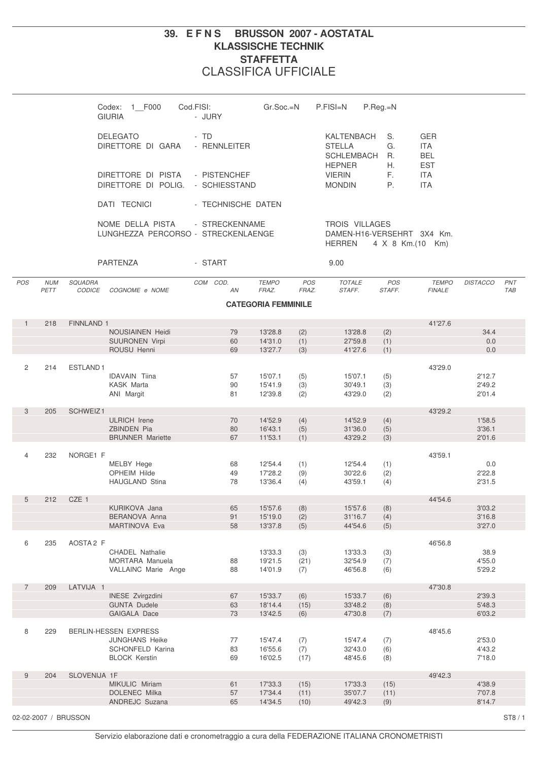# 39. E F N S BRUSSON 2007 - AOSTATAL

## KLASSISCHE TECHNIK

## STAFFETTA

## CLASSIFICA UFFICIALE

Codex: 1__F000 Cod.FISI: Gr.Soc.=N P.FISI=N P.Reg.=N

GIURIA - JURY

| | | | | |
|---|---|---|---|---|
| DELEGATO | - TD | KALTENBACH | S. | GER |
| DIRETTORE DI GARA | - RENNLEITER | STELLA | G. | ITA |
| | | SCHLEMBACH | R. | BEL |
| | | HEPNER | H. | EST |
| DIRETTORE DI PISTA | - PISTENCHEF | VIERIN | F. | ITA |
| DIRETTORE DI POLIG. | - SCHIESSTAND | MONDIN | P. | ITA |

DATI TECNICI - TECHNISCHE DATEN

NOME DELLA PISTA - STRECKENNAME: TROIS VILLAGES

LUNGHEZZA PERCORSO - STRECKENLAENGE: DAMEN-H16-VERSEHRT 3X4 Km. HERREN 4 X 8 Km.(10 Km)

PARTENZA - START: 9.00

### CATEGORIA FEMMINILE

| POS | NUM PETT | SQUADRA CODICE | COGNOME e NOME | COM | COD. AN | TEMPO FRAZ. | POS FRAZ. | TOTALE STAFF. | POS STAFF. | TEMPO FINALE | DISTACCO | PNT TAB |
|---|---|---|---|---|---|---|---|---|---|---|---|---|
| 1 | 218 | FINNLAND 1 | | | | | | | | 41'27.6 | | |
| | | | NOUSIAINEN Heidi | | 79 | 13'28.8 | (2) | 13'28.8 | (2) | | 34.4 | |
| | | | SUURONEN Virpi | | 60 | 14'31.0 | (1) | 27'59.8 | (1) | | 0.0 | |
| | | | ROUSU Henni | | 69 | 13'27.7 | (3) | 41'27.6 | (1) | | 0.0 | |
| 2 | 214 | ESTLAND 1 | | | | | | | | 43'29.0 | | |
| | | | IDAVAIN Tiina | | 57 | 15'07.1 | (5) | 15'07.1 | (5) | | 2'12.7 | |
| | | | KASK Marta | | 90 | 15'41.9 | (3) | 30'49.1 | (3) | | 2'49.2 | |
| | | | ANI Margit | | 81 | 12'39.8 | (2) | 43'29.0 | (2) | | 2'01.4 | |
| 3 | 205 | SCHWEIZ 1 | | | | | | | | 43'29.2 | | |
| | | | ULRICH Irene | | 70 | 14'52.9 | (4) | 14'52.9 | (4) | | 1'58.5 | |
| | | | ZBINDEN Pia | | 80 | 16'43.1 | (5) | 31'36.0 | (5) | | 3'36.1 | |
| | | | BRUNNER Mariette | | 67 | 11'53.1 | (1) | 43'29.2 | (3) | | 2'01.6 | |
| 4 | 232 | NORGE1 F | | | | | | | | 43'59.1 | | |
| | | | MELBY Hege | | 68 | 12'54.4 | (1) | 12'54.4 | (1) | | 0.0 | |
| | | | OPHEIM Hilde | | 49 | 17'28.2 | (9) | 30'22.6 | (2) | | 2'22.8 | |
| | | | HAUGLAND Stina | | 78 | 13'36.4 | (4) | 43'59.1 | (4) | | 2'31.5 | |
| 5 | 212 | CZE 1 | | | | | | | | 44'54.6 | | |
| | | | KURIKOVA Jana | | 65 | 15'57.6 | (8) | 15'57.6 | (8) | | 3'03.2 | |
| | | | BERANOVA Anna | | 91 | 15'19.0 | (2) | 31'16.7 | (4) | | 3'16.8 | |
| | | | MARTINOVA Eva | | 58 | 13'37.8 | (5) | 44'54.6 | (5) | | 3'27.0 | |
| 6 | 235 | AOSTA 2 F | | | | | | | | 46'56.8 | | |
| | | | CHADEL Nathalie | | | 13'33.3 | (3) | 13'33.3 | (3) | | 38.9 | |
| | | | MORTARA Manuela | | 88 | 19'21.5 | (21) | 32'54.9 | (7) | | 4'55.0 | |
| | | | VALLAINC Marie Ange | | 88 | 14'01.9 | (7) | 46'56.8 | (6) | | 5'29.2 | |
| 7 | 209 | LATVIJA 1 | | | | | | | | 47'30.8 | | |
| | | | INESE Zvirgzdini | | 67 | 15'33.7 | (6) | 15'33.7 | (6) | | 2'39.3 | |
| | | | GUNTA Dudele | | 63 | 18'14.4 | (15) | 33'48.2 | (8) | | 5'48.3 | |
| | | | GAIGALA Dace | | 73 | 13'42.5 | (6) | 47'30.8 | (7) | | 6'03.2 | |
| 8 | 229 | BERLIN-HESSEN EXPRESS | | | | | | | | 48'45.6 | | |
| | | | JUNGHANS Heike | | 77 | 15'47.4 | (7) | 15'47.4 | (7) | | 2'53.0 | |
| | | | SCHONFELD Karina | | 83 | 16'55.6 | (7) | 32'43.0 | (6) | | 4'43.2 | |
| | | | BLOCK Kerstin | | 69 | 16'02.5 | (17) | 48'45.6 | (8) | | 7'18.0 | |
| 9 | 204 | SLOVENIJA 1F | | | | | | | | 49'42.3 | | |
| | | | MIKULIC Miriam | | 61 | 17'33.3 | (15) | 17'33.3 | (15) | | 4'38.9 | |
| | | | DOLENEC Milka | | 57 | 17'34.4 | (11) | 35'07.7 | (11) | | 7'07.8 | |
| | | | ANDREJC Suzana | | 65 | 14'34.5 | (10) | 49'42.3 | (9) | | 8'14.7 | |

02-02-2007 / BRUSSON

Servizio elaborazione dati e cronometraggio a cura della FEDERAZIONE ITALIANA CRONOMETRISTI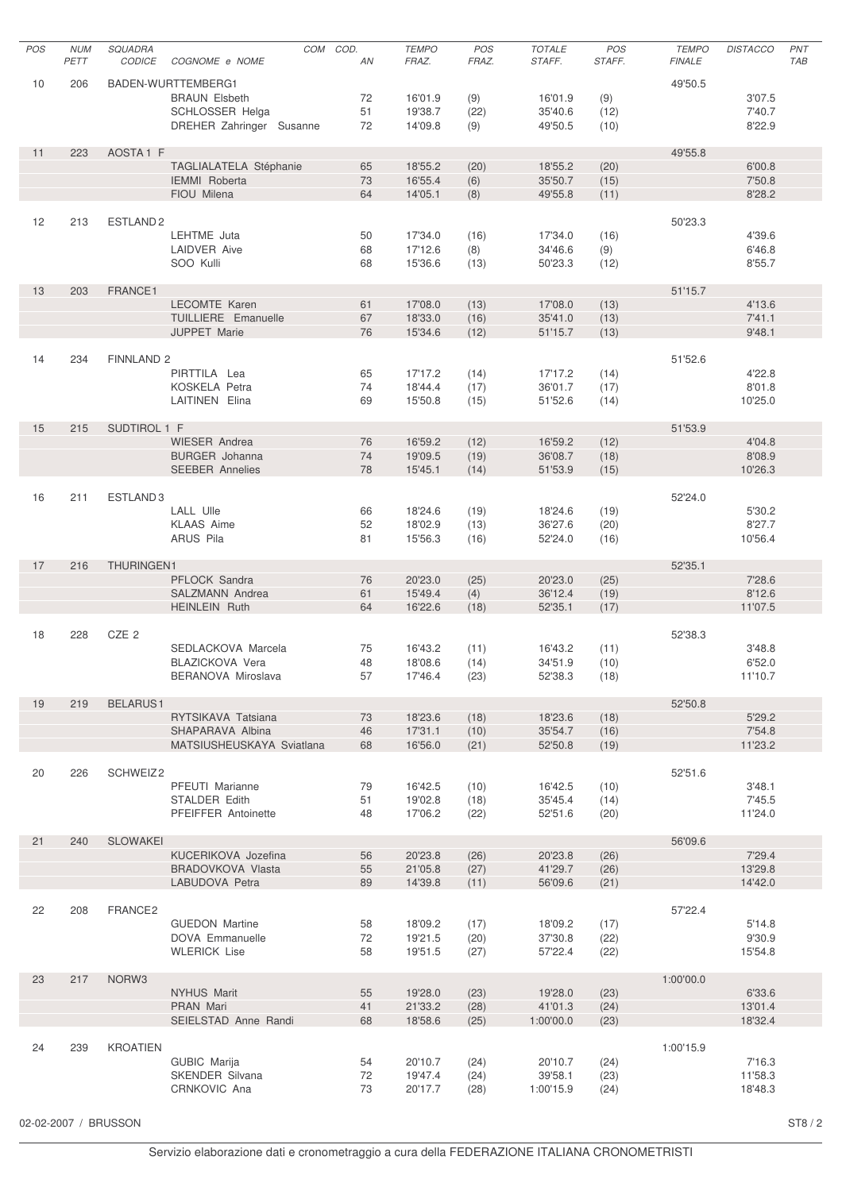| POS | NUM PETT | SQUADRA CODICE | COGNOME e NOME | COM | COD. AN | TEMPO FRAZ. | POS FRAZ. | TOTALE STAFF. | POS STAFF. | TEMPO FINALE | DISTACCO | PNT TAB |
|---|---|---|---|---|---|---|---|---|---|---|---|---|
| 10 | 206 | BADEN-WURTTEMBERG1 | | | | | | | | 49'50.5 | | |
| | | | BRAUN Elsbeth | | 72 | 16'01.9 | (9) | 16'01.9 | (9) | | 3'07.5 | |
| | | | SCHLOSSER Helga | | 51 | 19'38.7 | (22) | 35'40.6 | (12) | | 7'40.7 | |
| | | | DREHER Zahringer Susanne | | 72 | 14'09.8 | (9) | 49'50.5 | (10) | | 8'22.9 | |
| 11 | 223 | AOSTA 1 F | | | | | | | | 49'55.8 | | |
| | | | TAGLIALATELA Stéphanie | | 65 | 18'55.2 | (20) | 18'55.2 | (20) | | 6'00.8 | |
| | | | IEMMI Roberta | | 73 | 16'55.4 | (6) | 35'50.7 | (15) | | 7'50.8 | |
| | | | FIOU Milena | | 64 | 14'05.1 | (8) | 49'55.8 | (11) | | 8'28.2 | |
| 12 | 213 | ESTLAND 2 | | | | | | | | 50'23.3 | | |
| | | | LEHTME Juta | | 50 | 17'34.0 | (16) | 17'34.0 | (16) | | 4'39.6 | |
| | | | LAIDVER Aive | | 68 | 17'12.6 | (8) | 34'46.6 | (9) | | 6'46.8 | |
| | | | SOO Kulli | | 68 | 15'36.6 | (13) | 50'23.3 | (12) | | 8'55.7 | |
| 13 | 203 | FRANCE1 | | | | | | | | 51'15.7 | | |
| | | | LECOMTE Karen | | 61 | 17'08.0 | (13) | 17'08.0 | (13) | | 4'13.6 | |
| | | | TUILLIERE Emanuelle | | 67 | 18'33.0 | (16) | 35'41.0 | (13) | | 7'41.1 | |
| | | | JUPPET Marie | | 76 | 15'34.6 | (12) | 51'15.7 | (13) | | 9'48.1 | |
| 14 | 234 | FINNLAND 2 | | | | | | | | 51'52.6 | | |
| | | | PIRTTILA Lea | | 65 | 17'17.2 | (14) | 17'17.2 | (14) | | 4'22.8 | |
| | | | KOSKELA Petra | | 74 | 18'44.4 | (17) | 36'01.7 | (17) | | 8'01.8 | |
| | | | LAITINEN Elina | | 69 | 15'50.8 | (15) | 51'52.6 | (14) | | 10'25.0 | |
| 15 | 215 | SUDTIROL 1 F | | | | | | | | 51'53.9 | | |
| | | | WIESER Andrea | | 76 | 16'59.2 | (12) | 16'59.2 | (12) | | 4'04.8 | |
| | | | BURGER Johanna | | 74 | 19'09.5 | (19) | 36'08.7 | (18) | | 8'08.9 | |
| | | | SEEBER Annelies | | 78 | 15'45.1 | (14) | 51'53.9 | (15) | | 10'26.3 | |
| 16 | 211 | ESTLAND 3 | | | | | | | | 52'24.0 | | |
| | | | LALL Ulle | | 66 | 18'24.6 | (19) | 18'24.6 | (19) | | 5'30.2 | |
| | | | KLAAS Aime | | 52 | 18'02.9 | (13) | 36'27.6 | (20) | | 8'27.7 | |
| | | | ARUS Pila | | 81 | 15'56.3 | (16) | 52'24.0 | (16) | | 10'56.4 | |
| 17 | 216 | THURINGEN1 | | | | | | | | 52'35.1 | | |
| | | | PFLOCK Sandra | | 76 | 20'23.0 | (25) | 20'23.0 | (25) | | 7'28.6 | |
| | | | SALZMANN Andrea | | 61 | 15'49.4 | (4) | 36'12.4 | (19) | | 8'12.6 | |
| | | | HEINLEIN Ruth | | 64 | 16'22.6 | (18) | 52'35.1 | (17) | | 11'07.5 | |
| 18 | 228 | CZE 2 | | | | | | | | 52'38.3 | | |
| | | | SEDLACKOVA Marcela | | 75 | 16'43.2 | (11) | 16'43.2 | (11) | | 3'48.8 | |
| | | | BLAZICKOVA Vera | | 48 | 18'08.6 | (14) | 34'51.9 | (10) | | 6'52.0 | |
| | | | BERANOVA Miroslava | | 57 | 17'46.4 | (23) | 52'38.3 | (18) | | 11'10.7 | |
| 19 | 219 | BELARUS1 | | | | | | | | 52'50.8 | | |
| | | | RYTSIKAVA Tatsiana | | 73 | 18'23.6 | (18) | 18'23.6 | (18) | | 5'29.2 | |
| | | | SHAPARAVA Albina | | 46 | 17'31.1 | (10) | 35'54.7 | (16) | | 7'54.8 | |
| | | | MATSIUSHEUSKAYA Sviatlana | | 68 | 16'56.0 | (21) | 52'50.8 | (19) | | 11'23.2 | |
| 20 | 226 | SCHWEIZ2 | | | | | | | | 52'51.6 | | |
| | | | PFEUTI Marianne | | 79 | 16'42.5 | (10) | 16'42.5 | (10) | | 3'48.1 | |
| | | | STALDER Edith | | 51 | 19'02.8 | (18) | 35'45.4 | (14) | | 7'45.5 | |
| | | | PFEIFFER Antoinette | | 48 | 17'06.2 | (22) | 52'51.6 | (20) | | 11'24.0 | |
| 21 | 240 | SLOWAKEI | | | | | | | | 56'09.6 | | |
| | | | KUCERIKOVA Jozefina | | 56 | 20'23.8 | (26) | 20'23.8 | (26) | | 7'29.4 | |
| | | | BRADOVKOVA Vlasta | | 55 | 21'05.8 | (27) | 41'29.7 | (26) | | 13'29.8 | |
| | | | LABUDOVA Petra | | 89 | 14'39.8 | (11) | 56'09.6 | (21) | | 14'42.0 | |
| 22 | 208 | FRANCE2 | | | | | | | | 57'22.4 | | |
| | | | GUEDON Martine | | 58 | 18'09.2 | (17) | 18'09.2 | (17) | | 5'14.8 | |
| | | | DOVA Emmanuelle | | 72 | 19'21.5 | (20) | 37'30.8 | (22) | | 9'30.9 | |
| | | | WLERICK Lise | | 58 | 19'51.5 | (27) | 57'22.4 | (22) | | 15'54.8 | |
| 23 | 217 | NORW3 | | | | | | | | 1:00'00.0 | | |
| | | | NYHUS Marit | | 55 | 19'28.0 | (23) | 19'28.0 | (23) | | 6'33.6 | |
| | | | PRAN Mari | | 41 | 21'33.2 | (28) | 41'01.3 | (24) | | 13'01.4 | |
| | | | SEIELSTAD Anne Randi | | 68 | 18'58.6 | (25) | 1:00'00.0 | (23) | | 18'32.4 | |
| 24 | 239 | KROATIEN | | | | | | | | 1:00'15.9 | | |
| | | | GUBIC Marija | | 54 | 20'10.7 | (24) | 20'10.7 | (24) | | 7'16.3 | |
| | | | SKENDER Silvana | | 72 | 19'47.4 | (24) | 39'58.1 | (23) | | 11'58.3 | |
| | | | CRNKOVIC Ana | | 73 | 20'17.7 | (28) | 1:00'15.9 | (24) | | 18'48.3 | |

02-02-2007 / BRUSSON

Servizio elaborazione dati e cronometraggio a cura della FEDERAZIONE ITALIANA CRONOMETRISTI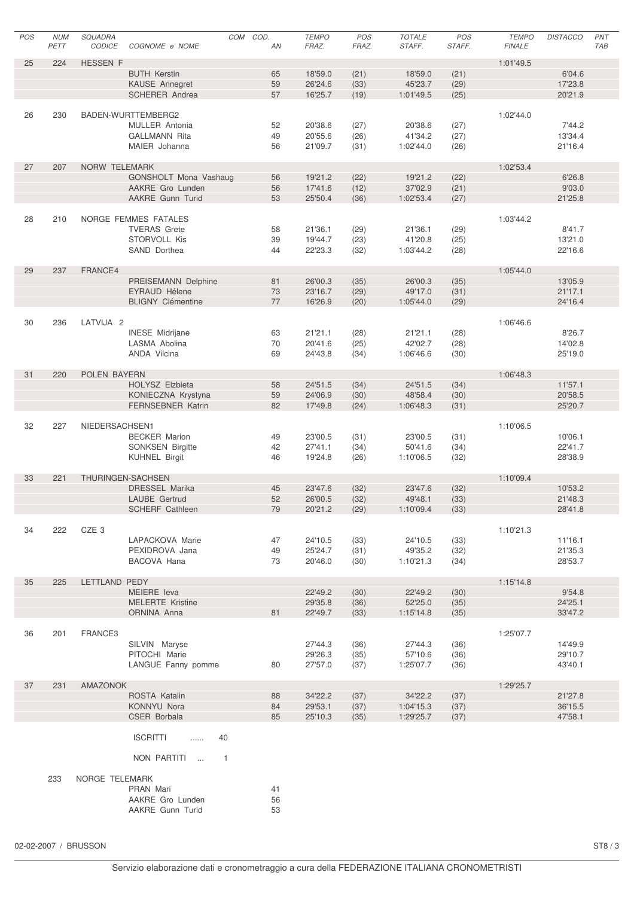| POS | NUM PETT | SQUADRA CODICE | COGNOME e NOME | COM | COD. AN | TEMPO FRAZ. | POS FRAZ. | TOTALE STAFF. | POS STAFF. | TEMPO FINALE | DISTACCO | PNT TAB |
|---|---|---|---|---|---|---|---|---|---|---|---|---|
| 25 | 224 | HESSEN F | | | | | | | | 1:01'49.5 | | |
| | | | BUTH Kerstin | | 65 | 18'59.0 | (21) | 18'59.0 | (21) | | 6'04.6 | |
| | | | KAUSE Annegret | | 59 | 26'24.6 | (33) | 45'23.7 | (29) | | 17'23.8 | |
| | | | SCHERER Andrea | | 57 | 16'25.7 | (19) | 1:01'49.5 | (25) | | 20'21.9 | |
| 26 | 230 | BADEN-WURTTEMBERG2 | | | | | | | | 1:02'44.0 | | |
| | | | MULLER Antonia | | 52 | 20'38.6 | (27) | 20'38.6 | (27) | | 7'44.2 | |
| | | | GALLMANN Rita | | 49 | 20'55.6 | (26) | 41'34.2 | (27) | | 13'34.4 | |
| | | | MAIER Johanna | | 56 | 21'09.7 | (31) | 1:02'44.0 | (26) | | 21'16.4 | |
| 27 | 207 | NORW TELEMARK | | | | | | | | 1:02'53.4 | | |
| | | | GONSHOLT Mona Vashaug | | 56 | 19'21.2 | (22) | 19'21.2 | (22) | | 6'26.8 | |
| | | | AAKRE Gro Lunden | | 56 | 17'41.6 | (12) | 37'02.9 | (21) | | 9'03.0 | |
| | | | AAKRE Gunn Turid | | 53 | 25'50.4 | (36) | 1:02'53.4 | (27) | | 21'25.8 | |
| 28 | 210 | NORGE FEMMES FATALES | | | | | | | | 1:03'44.2 | | |
| | | | TVERAS Grete | | 58 | 21'36.1 | (29) | 21'36.1 | (29) | | 8'41.7 | |
| | | | STORVOLL Kis | | 39 | 19'44.7 | (23) | 41'20.8 | (25) | | 13'21.0 | |
| | | | SAND Dorthea | | 44 | 22'23.3 | (32) | 1:03'44.2 | (28) | | 22'16.6 | |
| 29 | 237 | FRANCE4 | | | | | | | | 1:05'44.0 | | |
| | | | PREISEMANN Delphine | | 81 | 26'00.3 | (35) | 26'00.3 | (35) | | 13'05.9 | |
| | | | EYRAUD Hélene | | 73 | 23'16.7 | (29) | 49'17.0 | (31) | | 21'17.1 | |
| | | | BLIGNY Clémentine | | 77 | 16'26.9 | (20) | 1:05'44.0 | (29) | | 24'16.4 | |
| 30 | 236 | LATVIJA 2 | | | | | | | | 1:06'46.6 | | |
| | | | INESE Midrijane | | 63 | 21'21.1 | (28) | 21'21.1 | (28) | | 8'26.7 | |
| | | | LASMA Abolina | | 70 | 20'41.6 | (25) | 42'02.7 | (28) | | 14'02.8 | |
| | | | ANDA Vilcina | | 69 | 24'43.8 | (34) | 1:06'46.6 | (30) | | 25'19.0 | |
| 31 | 220 | POLEN BAYERN | | | | | | | | 1:06'48.3 | | |
| | | | HOLYSZ Elzbieta | | 58 | 24'51.5 | (34) | 24'51.5 | (34) | | 11'57.1 | |
| | | | KONIECZNA Krystyna | | 59 | 24'06.9 | (30) | 48'58.4 | (30) | | 20'58.5 | |
| | | | FERNSEBNER Katrin | | 82 | 17'49.8 | (24) | 1:06'48.3 | (31) | | 25'20.7 | |
| 32 | 227 | NIEDERSACHSEN1 | | | | | | | | 1:10'06.5 | | |
| | | | BECKER Marion | | 49 | 23'00.5 | (31) | 23'00.5 | (31) | | 10'06.1 | |
| | | | SONKSEN Birgitte | | 42 | 27'41.1 | (34) | 50'41.6 | (34) | | 22'41.7 | |
| | | | KUHNEL Birgit | | 46 | 19'24.8 | (26) | 1:10'06.5 | (32) | | 28'38.9 | |
| 33 | 221 | THURINGEN-SACHSEN | | | | | | | | 1:10'09.4 | | |
| | | | DRESSEL Marika | | 45 | 23'47.6 | (32) | 23'47.6 | (32) | | 10'53.2 | |
| | | | LAUBE Gertrud | | 52 | 26'00.5 | (32) | 49'48.1 | (33) | | 21'48.3 | |
| | | | SCHERF Cathleen | | 79 | 20'21.2 | (29) | 1:10'09.4 | (33) | | 28'41.8 | |
| 34 | 222 | CZE 3 | | | | | | | | 1:10'21.3 | | |
| | | | LAPACKOVA Marie | | 47 | 24'10.5 | (33) | 24'10.5 | (33) | | 11'16.1 | |
| | | | PEXIDROVA Jana | | 49 | 25'24.7 | (31) | 49'35.2 | (32) | | 21'35.3 | |
| | | | BACOVA Hana | | 73 | 20'46.0 | (30) | 1:10'21.3 | (34) | | 28'53.7 | |
| 35 | 225 | LETTLAND PEDY | | | | | | | | 1:15'14.8 | | |
| | | | MEIERE Ieva | | | 22'49.2 | (30) | 22'49.2 | (30) | | 9'54.8 | |
| | | | MELERTE Kristine | | | 29'35.8 | (36) | 52'25.0 | (35) | | 24'25.1 | |
| | | | ORNINA Anna | | 81 | 22'49.7 | (33) | 1:15'14.8 | (35) | | 33'47.2 | |
| 36 | 201 | FRANCE3 | | | | | | | | 1:25'07.7 | | |
| | | | SILVIN Maryse | | | 27'44.3 | (36) | 27'44.3 | (36) | | 14'49.9 | |
| | | | PITOCHI Marie | | | 29'26.3 | (35) | 57'10.6 | (36) | | 29'10.7 | |
| | | | LANGUE Fanny pomme | | 80 | 27'57.0 | (37) | 1:25'07.7 | (36) | | 43'40.1 | |
| 37 | 231 | AMAZONOK | | | | | | | | 1:29'25.7 | | |
| | | | ROSTA Katalin | | 88 | 34'22.2 | (37) | 34'22.2 | (37) | | 21'27.8 | |
| | | | KONNYU Nora | | 84 | 29'53.1 | (37) | 1:04'15.3 | (37) | | 36'15.5 | |
| | | | CSER Borbala | | 85 | 25'10.3 | (35) | 1:29'25.7 | (37) | | 47'58.1 | |

ISCRITTI ...... 40

NON PARTITI ... 1

| NUM PETT | SQUADRA | COGNOME e NOME | AN |
|---|---|---|---|
| 233 | NORGE TELEMARK | | |
| | | PRAN Mari | 41 |
| | | AAKRE Gro Lunden | 56 |
| | | AAKRE Gunn Turid | 53 |

02-02-2007 / BRUSSON

Servizio elaborazione dati e cronometraggio a cura della FEDERAZIONE ITALIANA CRONOMETRISTI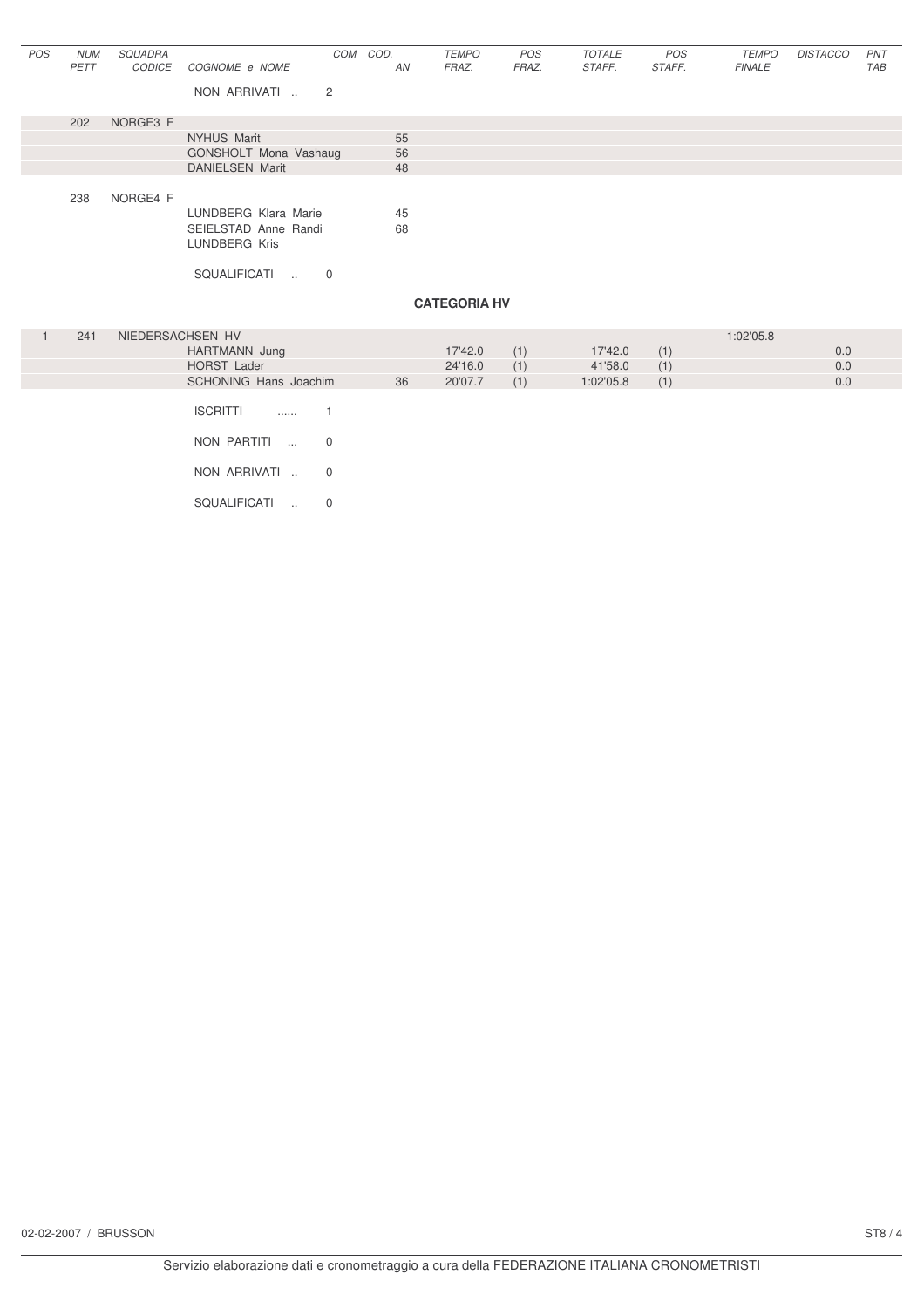| POS | NUM PETT | SQUADRA CODICE | COGNOME e NOME | COM | COD. AN | TEMPO FRAZ. | POS FRAZ. | TOTALE STAFF. | POS STAFF. | TEMPO FINALE | DISTACCO | PNT TAB |
|---|---|---|---|---|---|---|---|---|---|---|---|---|
| | | | NON ARRIVATI .. | 2 | | | | | | | | |
| | 202 | NORGE3 F | | | | | | | | | | |
| | | | NYHUS Marit | | 55 | | | | | | | |
| | | | GONSHOLT Mona Vashaug | | 56 | | | | | | | |
| | | | DANIELSEN Marit | | 48 | | | | | | | |
| | 238 | NORGE4 F | | | | | | | | | | |
| | | | LUNDBERG Klara Marie | | 45 | | | | | | | |
| | | | SEIELSTAD Anne Randi | | 68 | | | | | | | |
| | | | LUNDBERG Kris | | | | | | | | | |
| | | | SQUALIFICATI .. | 0 | | | | | | | | |

## CATEGORIA HV

| POS | NUM PETT | SQUADRA CODICE | COGNOME e NOME | COM | COD. AN | TEMPO FRAZ. | POS FRAZ. | TOTALE STAFF. | POS STAFF. | TEMPO FINALE | DISTACCO | PNT TAB |
|---|---|---|---|---|---|---|---|---|---|---|---|---|
| 1 | 241 | NIEDERSACHSEN HV | | | | | | | | 1:02'05.8 | | |
| | | | HARTMANN Jung | | | 17'42.0 | (1) | 17'42.0 | (1) | | | 0.0 |
| | | | HORST Lader | | | 24'16.0 | (1) | 41'58.0 | (1) | | | 0.0 |
| | | | SCHONING Hans Joachim | | 36 | 20'07.7 | (1) | 1:02'05.8 | (1) | | | 0.0 |

ISCRITTI ...... 1

NON PARTITI ... 0

NON ARRIVATI .. 0

SQUALIFICATI .. 0

02-02-2007 / BRUSSON

Servizio elaborazione dati e cronometraggio a cura della FEDERAZIONE ITALIANA CRONOMETRISTI